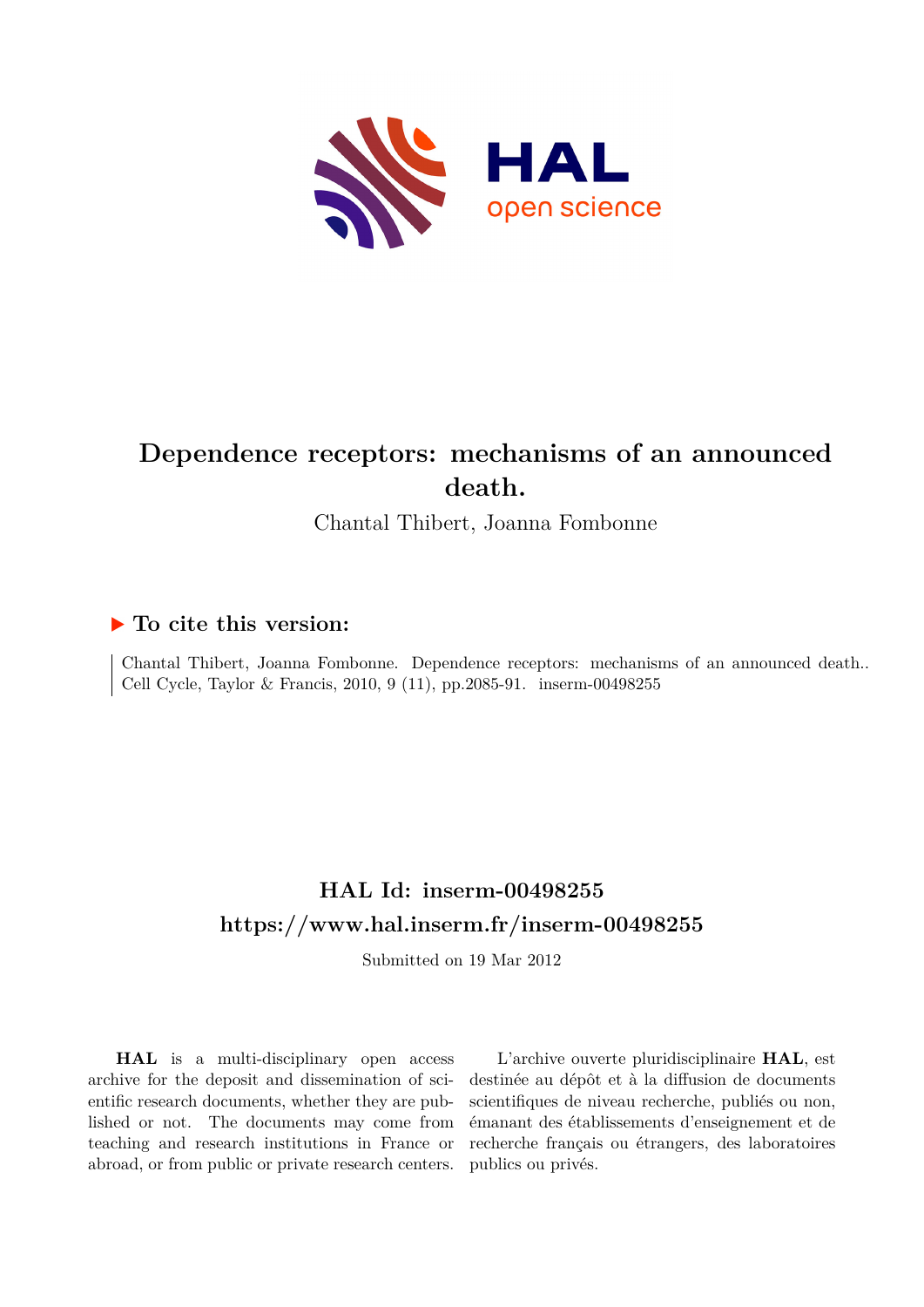# Dependence receptors: mechanisms of an announced death.

Chantal Thibert, Joanna Fombonne

## ▶ To cite this version:

Chantal Thibert, Joanna Fombonne. Dependence receptors: mechanisms of an announced death.. Cell Cycle, Taylor & Francis, 2010, 9 (11), pp.2085-91. inserm-00498255

## HAL Id: inserm-00498255
## https://www.hal.inserm.fr/inserm-00498255

Submitted on 19 Mar 2012

**HAL** is a multi-disciplinary open access archive for the deposit and dissemination of scientific research documents, whether they are published or not. The documents may come from teaching and research institutions in France or abroad, or from public or private research centers.

L'archive ouverte pluridisciplinaire **HAL**, est destinée au dépôt et à la diffusion de documents scientifiques de niveau recherche, publiés ou non, émanant des établissements d'enseignement et de recherche français ou étrangers, des laboratoires publics ou privés.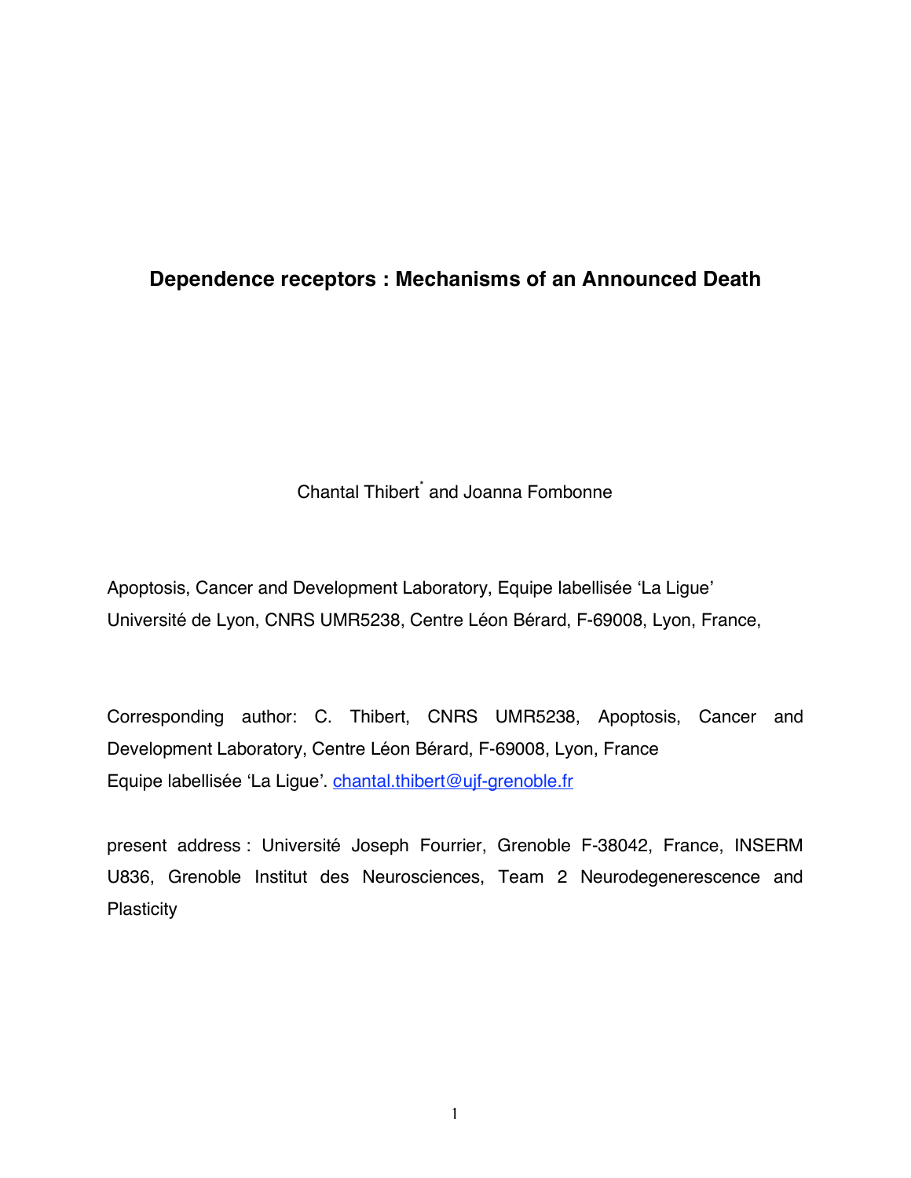# Dependence receptors : Mechanisms of an Announced Death

Chantal Thibert[*] and Joanna Fombonne

Apoptosis, Cancer and Development Laboratory, Equipe labellisée 'La Ligue'
Université de Lyon, CNRS UMR5238, Centre Léon Bérard, F-69008, Lyon, France,

Corresponding author: C. Thibert, CNRS UMR5238, Apoptosis, Cancer and Development Laboratory, Centre Léon Bérard, F-69008, Lyon, France
Equipe labellisée 'La Ligue'. chantal.thibert@ujf-grenoble.fr

present address : Université Joseph Fourrier, Grenoble F-38042, France, INSERM U836, Grenoble Institut des Neurosciences, Team 2 Neurodegenerescence and Plasticity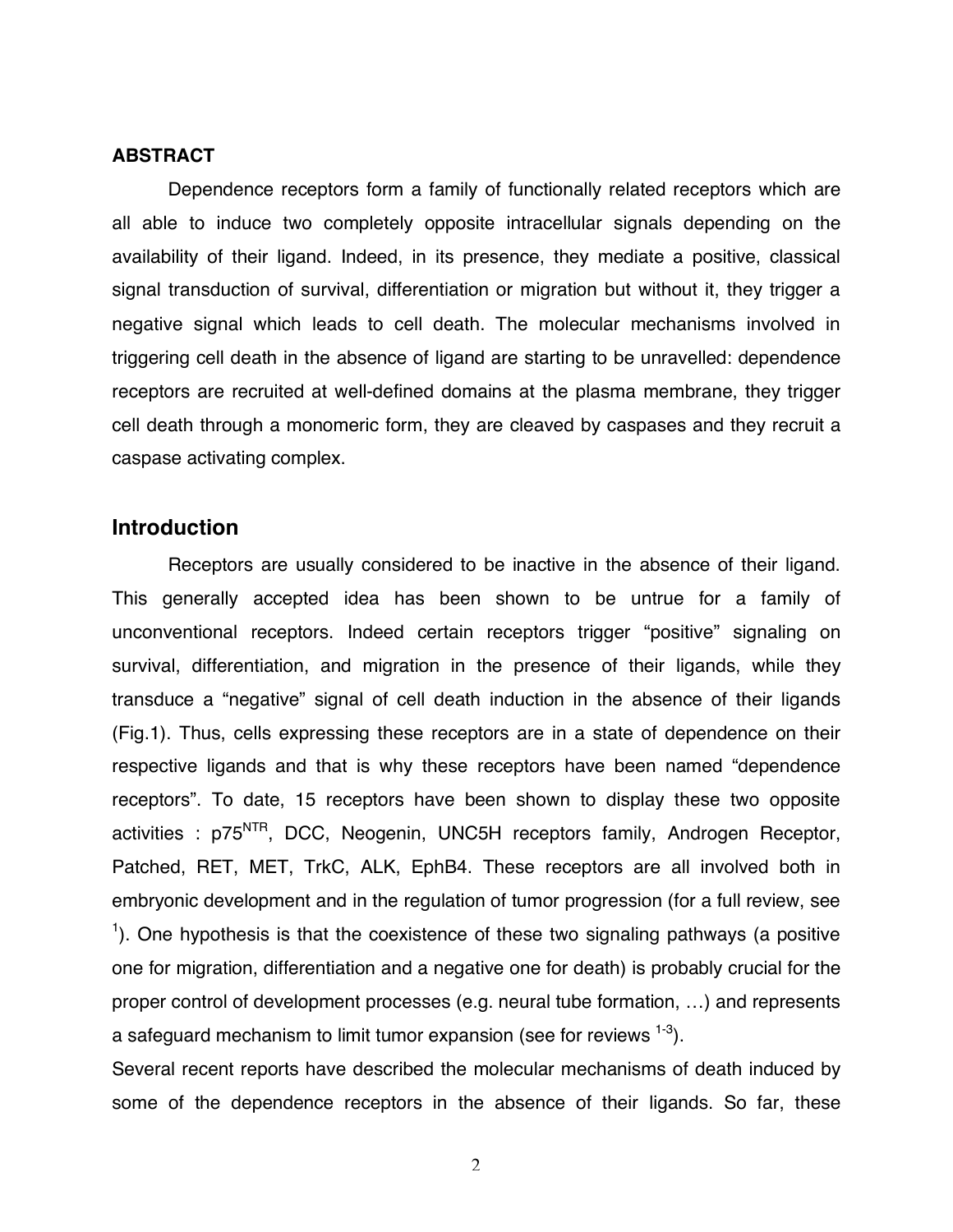**ABSTRACT**

Dependence receptors form a family of functionally related receptors which are all able to induce two completely opposite intracellular signals depending on the availability of their ligand. Indeed, in its presence, they mediate a positive, classical signal transduction of survival, differentiation or migration but without it, they trigger a negative signal which leads to cell death. The molecular mechanisms involved in triggering cell death in the absence of ligand are starting to be unravelled: dependence receptors are recruited at well-defined domains at the plasma membrane, they trigger cell death through a monomeric form, they are cleaved by caspases and they recruit a caspase activating complex.

## Introduction

Receptors are usually considered to be inactive in the absence of their ligand. This generally accepted idea has been shown to be untrue for a family of unconventional receptors. Indeed certain receptors trigger "positive" signaling on survival, differentiation, and migration in the presence of their ligands, while they transduce a "negative" signal of cell death induction in the absence of their ligands (Fig.1). Thus, cells expressing these receptors are in a state of dependence on their respective ligands and that is why these receptors have been named "dependence receptors". To date, 15 receptors have been shown to display these two opposite activities : $p75^{NTR}$, DCC, Neogenin, UNC5H receptors family, Androgen Receptor, Patched, RET, MET, TrkC, ALK, EphB4. These receptors are all involved both in embryonic development and in the regulation of tumor progression (for a full review, see [1]). One hypothesis is that the coexistence of these two signaling pathways (a positive one for migration, differentiation and a negative one for death) is probably crucial for the proper control of development processes (e.g. neural tube formation, …) and represents a safeguard mechanism to limit tumor expansion (see for reviews [1-3]).

Several recent reports have described the molecular mechanisms of death induced by some of the dependence receptors in the absence of their ligands. So far, these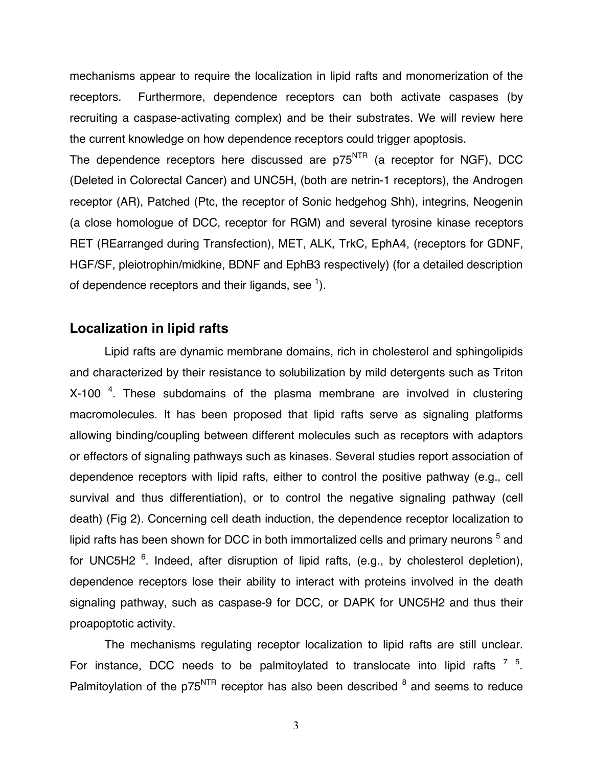mechanisms appear to require the localization in lipid rafts and monomerization of the receptors. Furthermore, dependence receptors can both activate caspases (by recruiting a caspase-activating complex) and be their substrates. We will review here the current knowledge on how dependence receptors could trigger apoptosis.

The dependence receptors here discussed are $p75^{NTR}$ (a receptor for NGF), DCC (Deleted in Colorectal Cancer) and UNC5H, (both are netrin-1 receptors), the Androgen receptor (AR), Patched (Ptc, the receptor of Sonic hedgehog Shh), integrins, Neogenin (a close homologue of DCC, receptor for RGM) and several tyrosine kinase receptors RET (REarranged during Transfection), MET, ALK, TrkC, EphA4, (receptors for GDNF, HGF/SF, pleiotrophin/midkine, BDNF and EphB3 respectively) (for a detailed description of dependence receptors and their ligands, see [1]).

## Localization in lipid rafts

Lipid rafts are dynamic membrane domains, rich in cholesterol and sphingolipids and characterized by their resistance to solubilization by mild detergents such as Triton X-100 [4]. These subdomains of the plasma membrane are involved in clustering macromolecules. It has been proposed that lipid rafts serve as signaling platforms allowing binding/coupling between different molecules such as receptors with adaptors or effectors of signaling pathways such as kinases. Several studies report association of dependence receptors with lipid rafts, either to control the positive pathway (e.g., cell survival and thus differentiation), or to control the negative signaling pathway (cell death) (Fig 2). Concerning cell death induction, the dependence receptor localization to lipid rafts has been shown for DCC in both immortalized cells and primary neurons [5] and for UNC5H2 [6]. Indeed, after disruption of lipid rafts, (e.g., by cholesterol depletion), dependence receptors lose their ability to interact with proteins involved in the death signaling pathway, such as caspase-9 for DCC, or DAPK for UNC5H2 and thus their proapoptotic activity.

The mechanisms regulating receptor localization to lipid rafts are still unclear. For instance, DCC needs to be palmitoylated to translocate into lipid rafts [7] [5]. Palmitoylation of the $p75^{NTR}$ receptor has also been described [8] and seems to reduce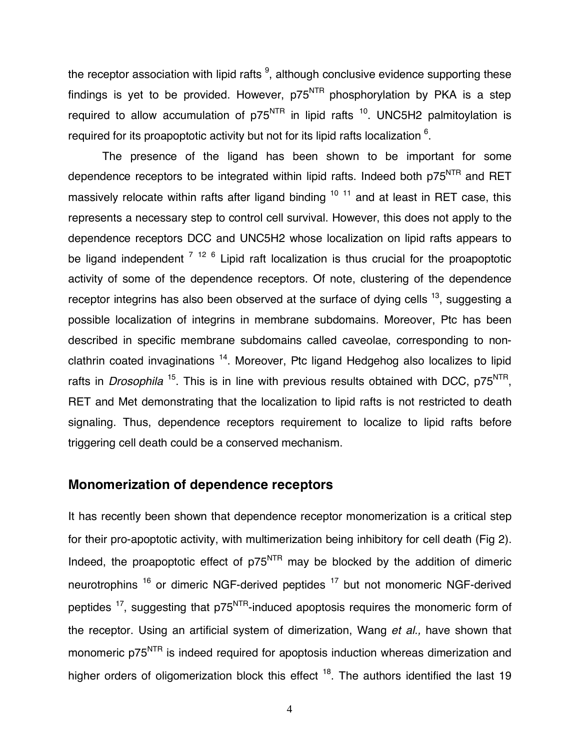the receptor association with lipid rafts [9], although conclusive evidence supporting these findings is yet to be provided. However, p75$^{NTR}$ phosphorylation by PKA is a step required to allow accumulation of p75$^{NTR}$ in lipid rafts [10]. UNC5H2 palmitoylation is required for its proapoptotic activity but not for its lipid rafts localization [6].

The presence of the ligand has been shown to be important for some dependence receptors to be integrated within lipid rafts. Indeed both p75$^{NTR}$ and RET massively relocate within rafts after ligand binding [10 11] and at least in RET case, this represents a necessary step to control cell survival. However, this does not apply to the dependence receptors DCC and UNC5H2 whose localization on lipid rafts appears to be ligand independent [7 12 6] Lipid raft localization is thus crucial for the proapoptotic activity of some of the dependence receptors. Of note, clustering of the dependence receptor integrins has also been observed at the surface of dying cells [13], suggesting a possible localization of integrins in membrane subdomains. Moreover, Ptc has been described in specific membrane subdomains called caveolae, corresponding to non-clathrin coated invaginations [14]. Moreover, Ptc ligand Hedgehog also localizes to lipid rafts in *Drosophila* [15]. This is in line with previous results obtained with DCC, p75$^{NTR}$, RET and Met demonstrating that the localization to lipid rafts is not restricted to death signaling. Thus, dependence receptors requirement to localize to lipid rafts before triggering cell death could be a conserved mechanism.

## Monomerization of dependence receptors

It has recently been shown that dependence receptor monomerization is a critical step for their pro-apoptotic activity, with multimerization being inhibitory for cell death (Fig 2). Indeed, the proapoptotic effect of p75$^{NTR}$ may be blocked by the addition of dimeric neurotrophins [16] or dimeric NGF-derived peptides [17] but not monomeric NGF-derived peptides [17], suggesting that p75$^{NTR}$-induced apoptosis requires the monomeric form of the receptor. Using an artificial system of dimerization, Wang *et al.,* have shown that monomeric p75$^{NTR}$ is indeed required for apoptosis induction whereas dimerization and higher orders of oligomerization block this effect [18]. The authors identified the last 19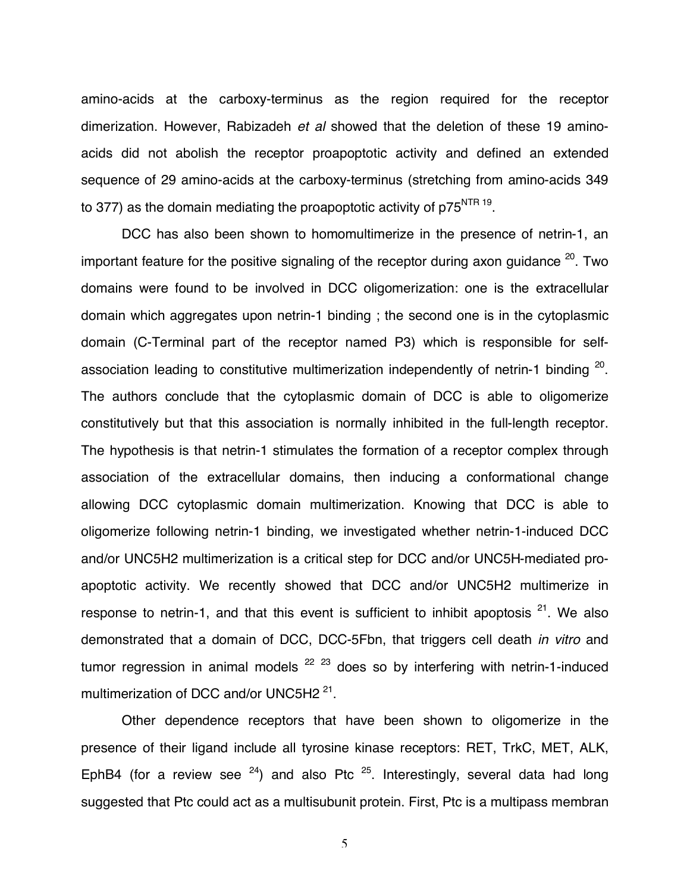amino-acids at the carboxy-terminus as the region required for the receptor dimerization. However, Rabizadeh *et al* showed that the deletion of these 19 amino-acids did not abolish the receptor proapoptotic activity and defined an extended sequence of 29 amino-acids at the carboxy-terminus (stretching from amino-acids 349 to 377) as the domain mediating the proapoptotic activity of p75$^{NTR}$ [19].

DCC has also been shown to homomultimerize in the presence of netrin-1, an important feature for the positive signaling of the receptor during axon guidance [20]. Two domains were found to be involved in DCC oligomerization: one is the extracellular domain which aggregates upon netrin-1 binding ; the second one is in the cytoplasmic domain (C-Terminal part of the receptor named P3) which is responsible for self-association leading to constitutive multimerization independently of netrin-1 binding [20]. The authors conclude that the cytoplasmic domain of DCC is able to oligomerize constitutively but that this association is normally inhibited in the full-length receptor. The hypothesis is that netrin-1 stimulates the formation of a receptor complex through association of the extracellular domains, then inducing a conformational change allowing DCC cytoplasmic domain multimerization. Knowing that DCC is able to oligomerize following netrin-1 binding, we investigated whether netrin-1-induced DCC and/or UNC5H2 multimerization is a critical step for DCC and/or UNC5H-mediated pro-apoptotic activity. We recently showed that DCC and/or UNC5H2 multimerize in response to netrin-1, and that this event is sufficient to inhibit apoptosis [21]. We also demonstrated that a domain of DCC, DCC-5Fbn, that triggers cell death *in vitro* and tumor regression in animal models [22] [23] does so by interfering with netrin-1-induced multimerization of DCC and/or UNC5H2 [21].

Other dependence receptors that have been shown to oligomerize in the presence of their ligand include all tyrosine kinase receptors: RET, TrkC, MET, ALK, EphB4 (for a review see [24]) and also Ptc [25]. Interestingly, several data had long suggested that Ptc could act as a multisubunit protein. First, Ptc is a multipass membran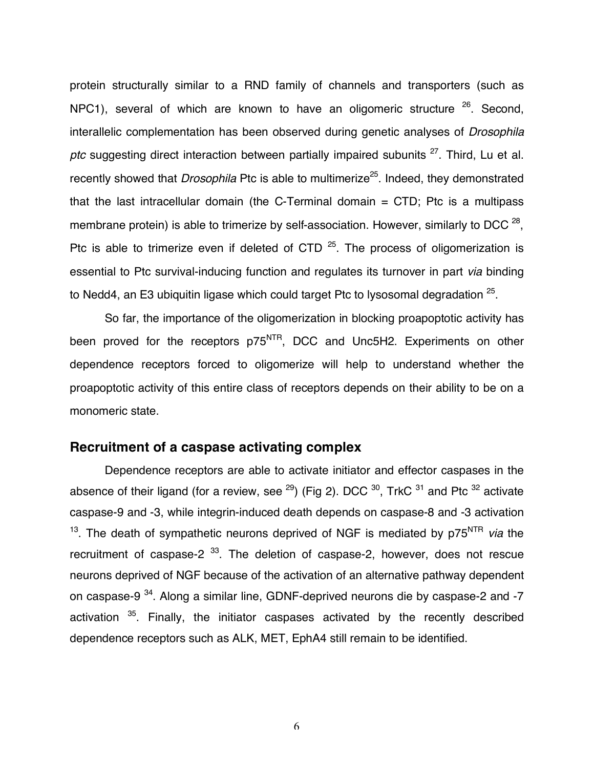protein structurally similar to a RND family of channels and transporters (such as NPC1), several of which are known to have an oligomeric structure [26]. Second, interallelic complementation has been observed during genetic analyses of *Drosophila ptc* suggesting direct interaction between partially impaired subunits [27]. Third, Lu et al. recently showed that *Drosophila* Ptc is able to multimerize[25]. Indeed, they demonstrated that the last intracellular domain (the C-Terminal domain = CTD; Ptc is a multipass membrane protein) is able to trimerize by self-association. However, similarly to DCC [28], Ptc is able to trimerize even if deleted of CTD [25]. The process of oligomerization is essential to Ptc survival-inducing function and regulates its turnover in part *via* binding to Nedd4, an E3 ubiquitin ligase which could target Ptc to lysosomal degradation [25].

So far, the importance of the oligomerization in blocking proapoptotic activity has been proved for the receptors p75$^{NTR}$, DCC and Unc5H2. Experiments on other dependence receptors forced to oligomerize will help to understand whether the proapoptotic activity of this entire class of receptors depends on their ability to be on a monomeric state.

### Recruitment of a caspase activating complex

Dependence receptors are able to activate initiator and effector caspases in the absence of their ligand (for a review, see [29]) (Fig 2). DCC [30], TrkC [31] and Ptc [32] activate caspase-9 and -3, while integrin-induced death depends on caspase-8 and -3 activation [13]. The death of sympathetic neurons deprived of NGF is mediated by p75$^{NTR}$ *via* the recruitment of caspase-2 [33]. The deletion of caspase-2, however, does not rescue neurons deprived of NGF because of the activation of an alternative pathway dependent on caspase-9 [34]. Along a similar line, GDNF-deprived neurons die by caspase-2 and -7 activation [35]. Finally, the initiator caspases activated by the recently described dependence receptors such as ALK, MET, EphA4 still remain to be identified.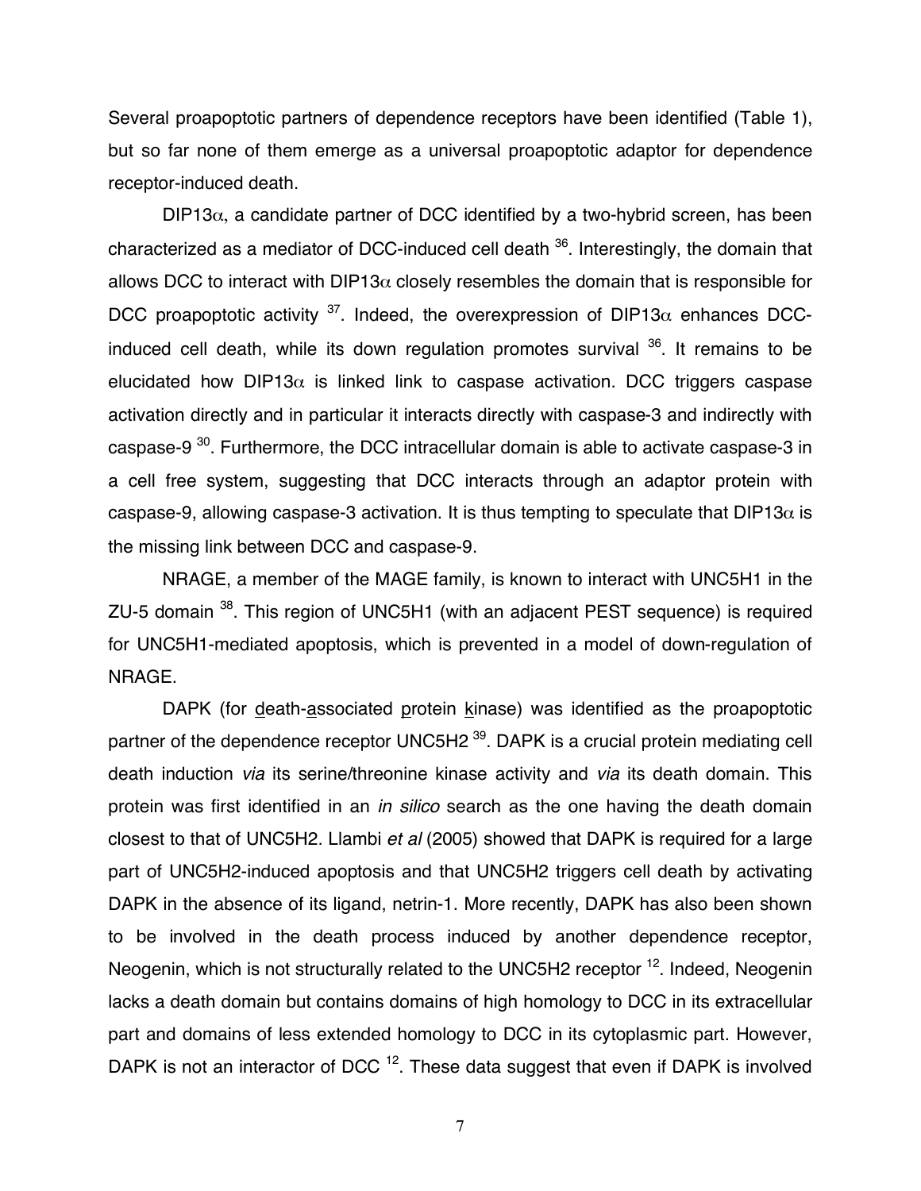Several proapoptotic partners of dependence receptors have been identified (Table 1), but so far none of them emerge as a universal proapoptotic adaptor for dependence receptor-induced death.

DIP13$\alpha$, a candidate partner of DCC identified by a two-hybrid screen, has been characterized as a mediator of DCC-induced cell death [36]. Interestingly, the domain that allows DCC to interact with DIP13$\alpha$ closely resembles the domain that is responsible for DCC proapoptotic activity [37]. Indeed, the overexpression of DIP13$\alpha$ enhances DCC-induced cell death, while its down regulation promotes survival [36]. It remains to be elucidated how DIP13$\alpha$ is linked link to caspase activation. DCC triggers caspase activation directly and in particular it interacts directly with caspase-3 and indirectly with caspase-9 [30]. Furthermore, the DCC intracellular domain is able to activate caspase-3 in a cell free system, suggesting that DCC interacts through an adaptor protein with caspase-9, allowing caspase-3 activation. It is thus tempting to speculate that DIP13$\alpha$ is the missing link between DCC and caspase-9.

NRAGE, a member of the MAGE family, is known to interact with UNC5H1 in the ZU-5 domain [38]. This region of UNC5H1 (with an adjacent PEST sequence) is required for UNC5H1-mediated apoptosis, which is prevented in a model of down-regulation of NRAGE.

DAPK (for death-associated protein kinase) was identified as the proapoptotic partner of the dependence receptor UNC5H2 [39]. DAPK is a crucial protein mediating cell death induction *via* its serine/threonine kinase activity and *via* its death domain. This protein was first identified in an *in silico* search as the one having the death domain closest to that of UNC5H2. Llambi *et al* (2005) showed that DAPK is required for a large part of UNC5H2-induced apoptosis and that UNC5H2 triggers cell death by activating DAPK in the absence of its ligand, netrin-1. More recently, DAPK has also been shown to be involved in the death process induced by another dependence receptor, Neogenin, which is not structurally related to the UNC5H2 receptor [12]. Indeed, Neogenin lacks a death domain but contains domains of high homology to DCC in its extracellular part and domains of less extended homology to DCC in its cytoplasmic part. However, DAPK is not an interactor of DCC [12]. These data suggest that even if DAPK is involved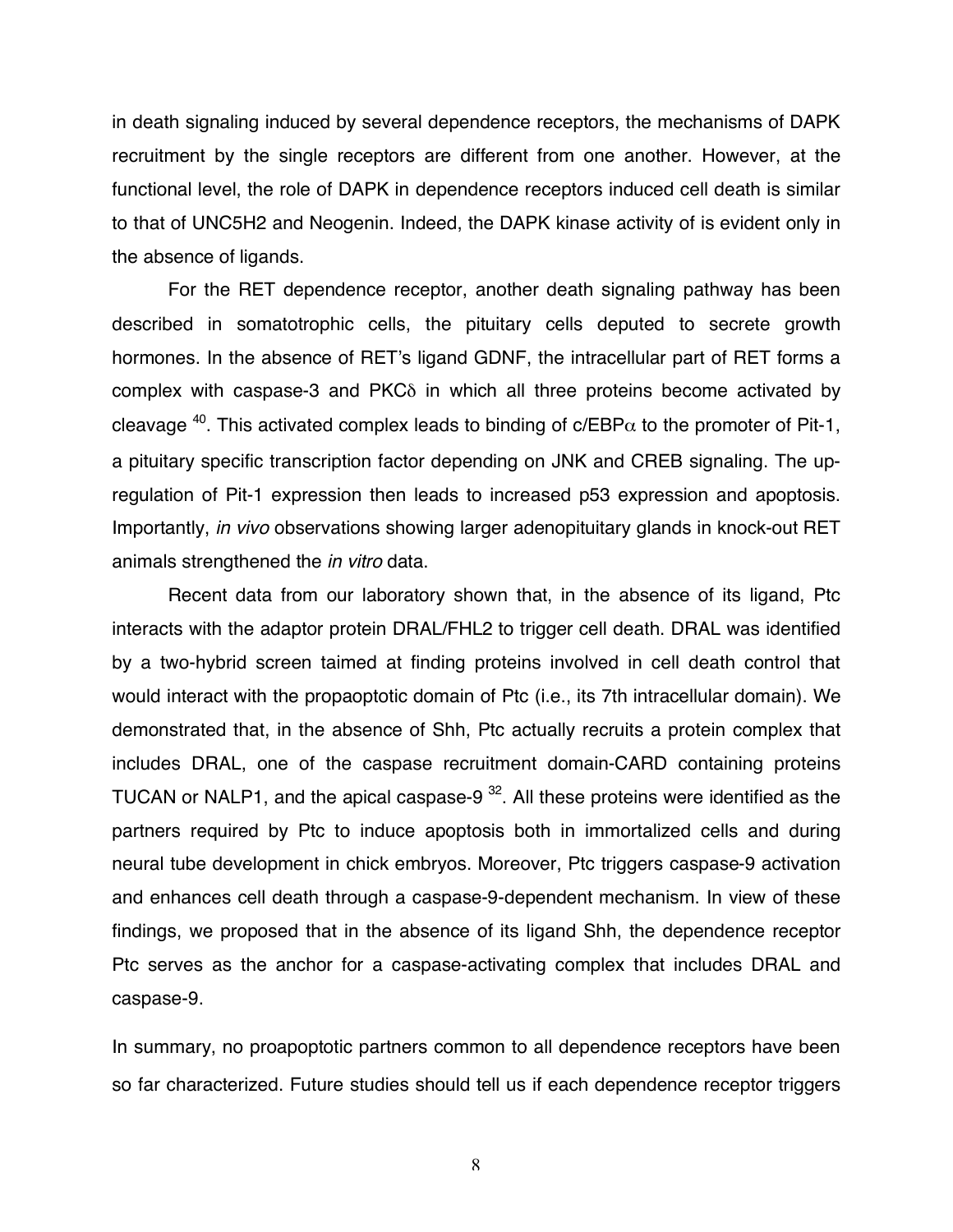in death signaling induced by several dependence receptors, the mechanisms of DAPK recruitment by the single receptors are different from one another. However, at the functional level, the role of DAPK in dependence receptors induced cell death is similar to that of UNC5H2 and Neogenin. Indeed, the DAPK kinase activity of is evident only in the absence of ligands.

For the RET dependence receptor, another death signaling pathway has been described in somatotrophic cells, the pituitary cells deputed to secrete growth hormones. In the absence of RET's ligand GDNF, the intracellular part of RET forms a complex with caspase-3 and PKC$\delta$ in which all three proteins become activated by cleavage [40]. This activated complex leads to binding of c/EBP$\alpha$ to the promoter of Pit-1, a pituitary specific transcription factor depending on JNK and CREB signaling. The up-regulation of Pit-1 expression then leads to increased p53 expression and apoptosis. Importantly, *in vivo* observations showing larger adenopituitary glands in knock-out RET animals strengthened the *in vitro* data.

Recent data from our laboratory shown that, in the absence of its ligand, Ptc interacts with the adaptor protein DRAL/FHL2 to trigger cell death. DRAL was identified by a two-hybrid screen taimed at finding proteins involved in cell death control that would interact with the propaoptotic domain of Ptc (i.e., its 7th intracellular domain). We demonstrated that, in the absence of Shh, Ptc actually recruits a protein complex that includes DRAL, one of the caspase recruitment domain-CARD containing proteins TUCAN or NALP1, and the apical caspase-9 [32]. All these proteins were identified as the partners required by Ptc to induce apoptosis both in immortalized cells and during neural tube development in chick embryos. Moreover, Ptc triggers caspase-9 activation and enhances cell death through a caspase-9-dependent mechanism. In view of these findings, we proposed that in the absence of its ligand Shh, the dependence receptor Ptc serves as the anchor for a caspase-activating complex that includes DRAL and caspase-9.

In summary, no proapoptotic partners common to all dependence receptors have been so far characterized. Future studies should tell us if each dependence receptor triggers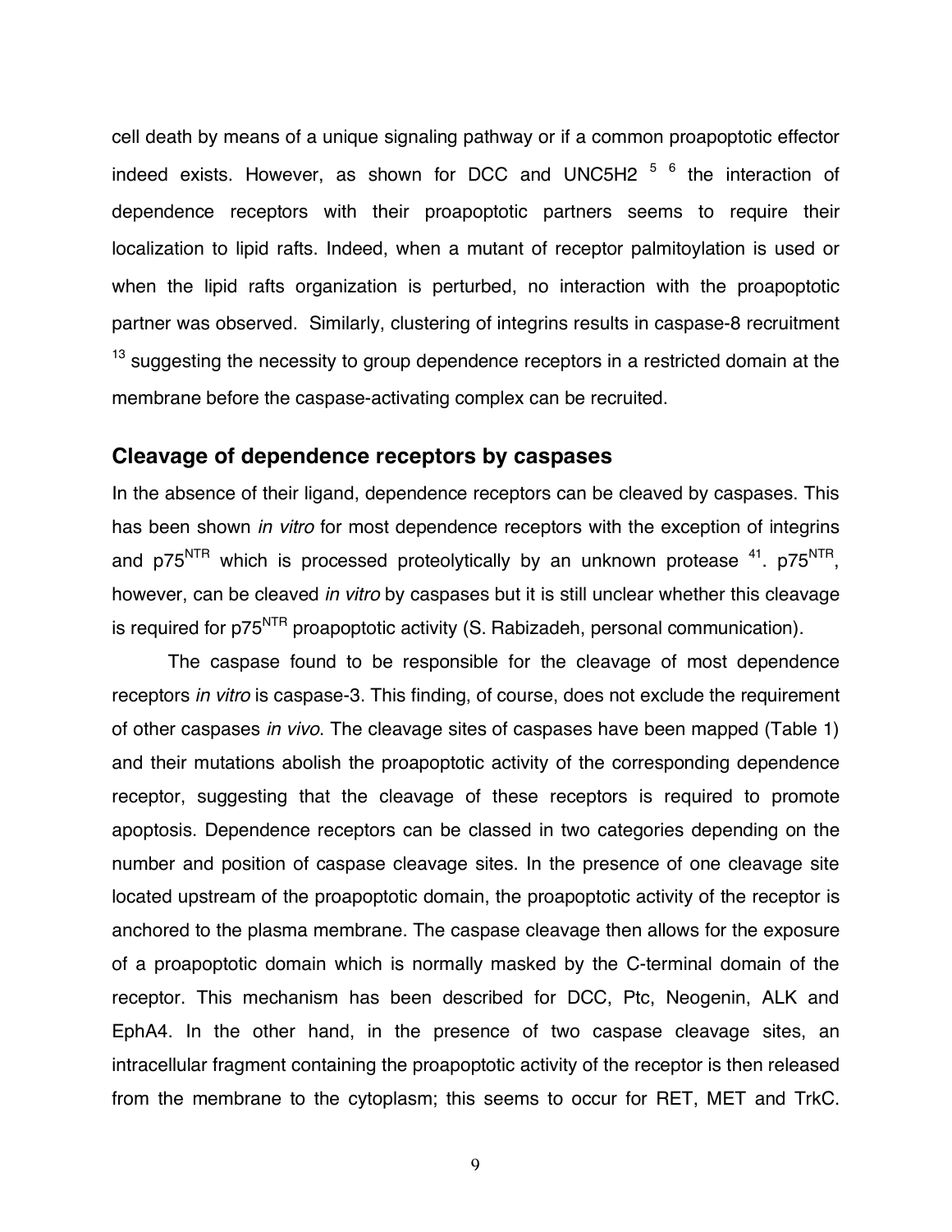cell death by means of a unique signaling pathway or if a common proapoptotic effector indeed exists. However, as shown for DCC and UNC5H2 [5] [6] the interaction of dependence receptors with their proapoptotic partners seems to require their localization to lipid rafts. Indeed, when a mutant of receptor palmitoylation is used or when the lipid rafts organization is perturbed, no interaction with the proapoptotic partner was observed. Similarly, clustering of integrins results in caspase-8 recruitment [13] suggesting the necessity to group dependence receptors in a restricted domain at the membrane before the caspase-activating complex can be recruited.

## Cleavage of dependence receptors by caspases

In the absence of their ligand, dependence receptors can be cleaved by caspases. This has been shown *in vitro* for most dependence receptors with the exception of integrins and $p75^{NTR}$ which is processed proteolytically by an unknown protease [41]. $p75^{NTR}$, however, can be cleaved *in vitro* by caspases but it is still unclear whether this cleavage is required for $p75^{NTR}$ proapoptotic activity (S. Rabizadeh, personal communication).

The caspase found to be responsible for the cleavage of most dependence receptors *in vitro* is caspase-3. This finding, of course, does not exclude the requirement of other caspases *in vivo*. The cleavage sites of caspases have been mapped (Table 1) and their mutations abolish the proapoptotic activity of the corresponding dependence receptor, suggesting that the cleavage of these receptors is required to promote apoptosis. Dependence receptors can be classed in two categories depending on the number and position of caspase cleavage sites. In the presence of one cleavage site located upstream of the proapoptotic domain, the proapoptotic activity of the receptor is anchored to the plasma membrane. The caspase cleavage then allows for the exposure of a proapoptotic domain which is normally masked by the C-terminal domain of the receptor. This mechanism has been described for DCC, Ptc, Neogenin, ALK and EphA4. In the other hand, in the presence of two caspase cleavage sites, an intracellular fragment containing the proapoptotic activity of the receptor is then released from the membrane to the cytoplasm; this seems to occur for RET, MET and TrkC.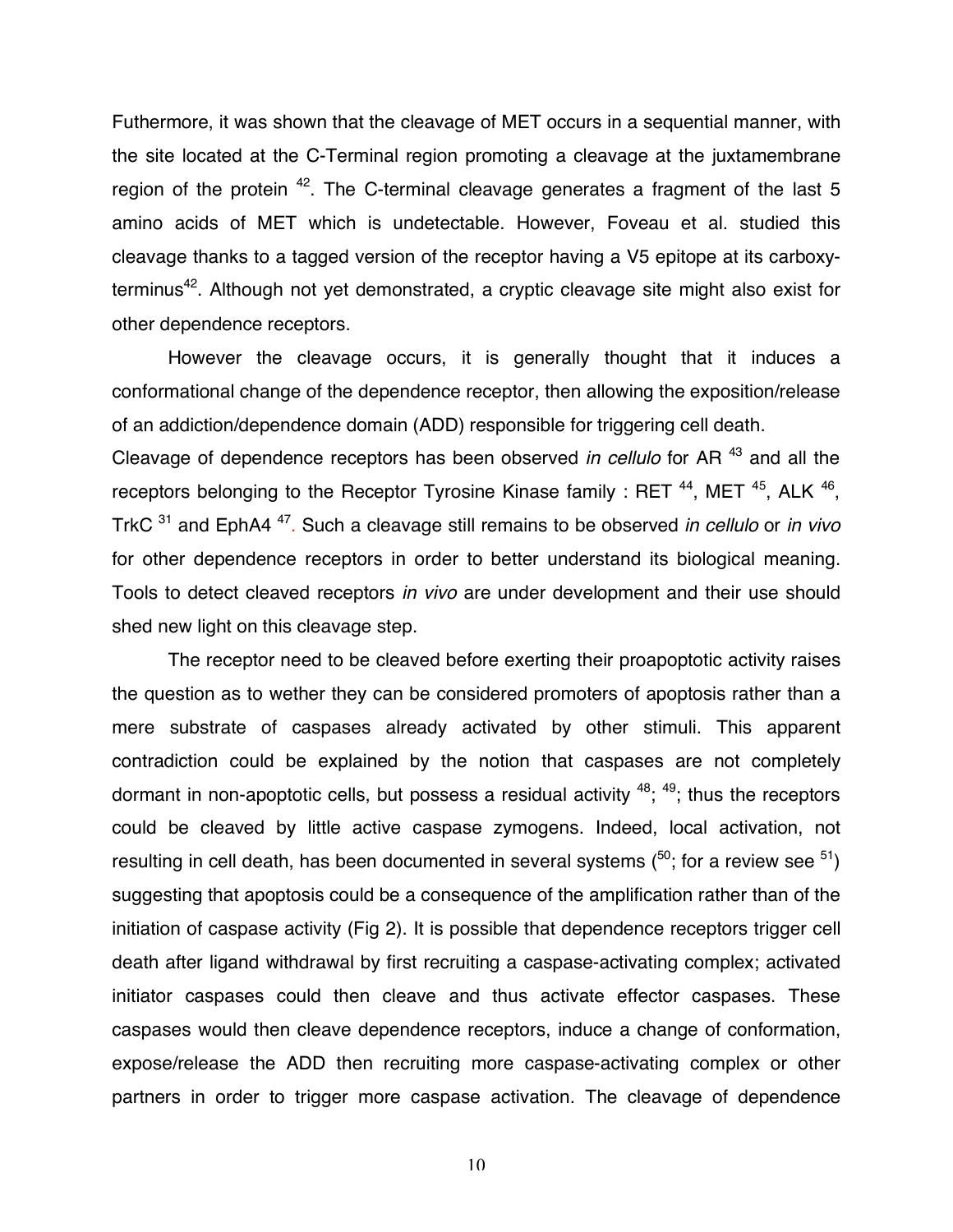Futhermore, it was shown that the cleavage of MET occurs in a sequential manner, with the site located at the C-Terminal region promoting a cleavage at the juxtamembrane region of the protein [42]. The C-terminal cleavage generates a fragment of the last 5 amino acids of MET which is undetectable. However, Foveau et al. studied this cleavage thanks to a tagged version of the receptor having a V5 epitope at its carboxy-terminus[42]. Although not yet demonstrated, a cryptic cleavage site might also exist for other dependence receptors.

However the cleavage occurs, it is generally thought that it induces a conformational change of the dependence receptor, then allowing the exposition/release of an addiction/dependence domain (ADD) responsible for triggering cell death.

Cleavage of dependence receptors has been observed *in cellulo* for AR [43] and all the receptors belonging to the Receptor Tyrosine Kinase family : RET [44], MET [45], ALK [46], TrkC [31] and EphA4 [47]. Such a cleavage still remains to be observed *in cellulo* or *in vivo* for other dependence receptors in order to better understand its biological meaning. Tools to detect cleaved receptors *in vivo* are under development and their use should shed new light on this cleavage step.

The receptor need to be cleaved before exerting their proapoptotic activity raises the question as to wether they can be considered promoters of apoptosis rather than a mere substrate of caspases already activated by other stimuli. This apparent contradiction could be explained by the notion that caspases are not completely dormant in non-apoptotic cells, but possess a residual activity [48]; [49]; thus the receptors could be cleaved by little active caspase zymogens. Indeed, local activation, not resulting in cell death, has been documented in several systems ([50]; for a review see [51]) suggesting that apoptosis could be a consequence of the amplification rather than of the initiation of caspase activity (Fig 2). It is possible that dependence receptors trigger cell death after ligand withdrawal by first recruiting a caspase-activating complex; activated initiator caspases could then cleave and thus activate effector caspases. These caspases would then cleave dependence receptors, induce a change of conformation, expose/release the ADD then recruiting more caspase-activating complex or other partners in order to trigger more caspase activation. The cleavage of dependence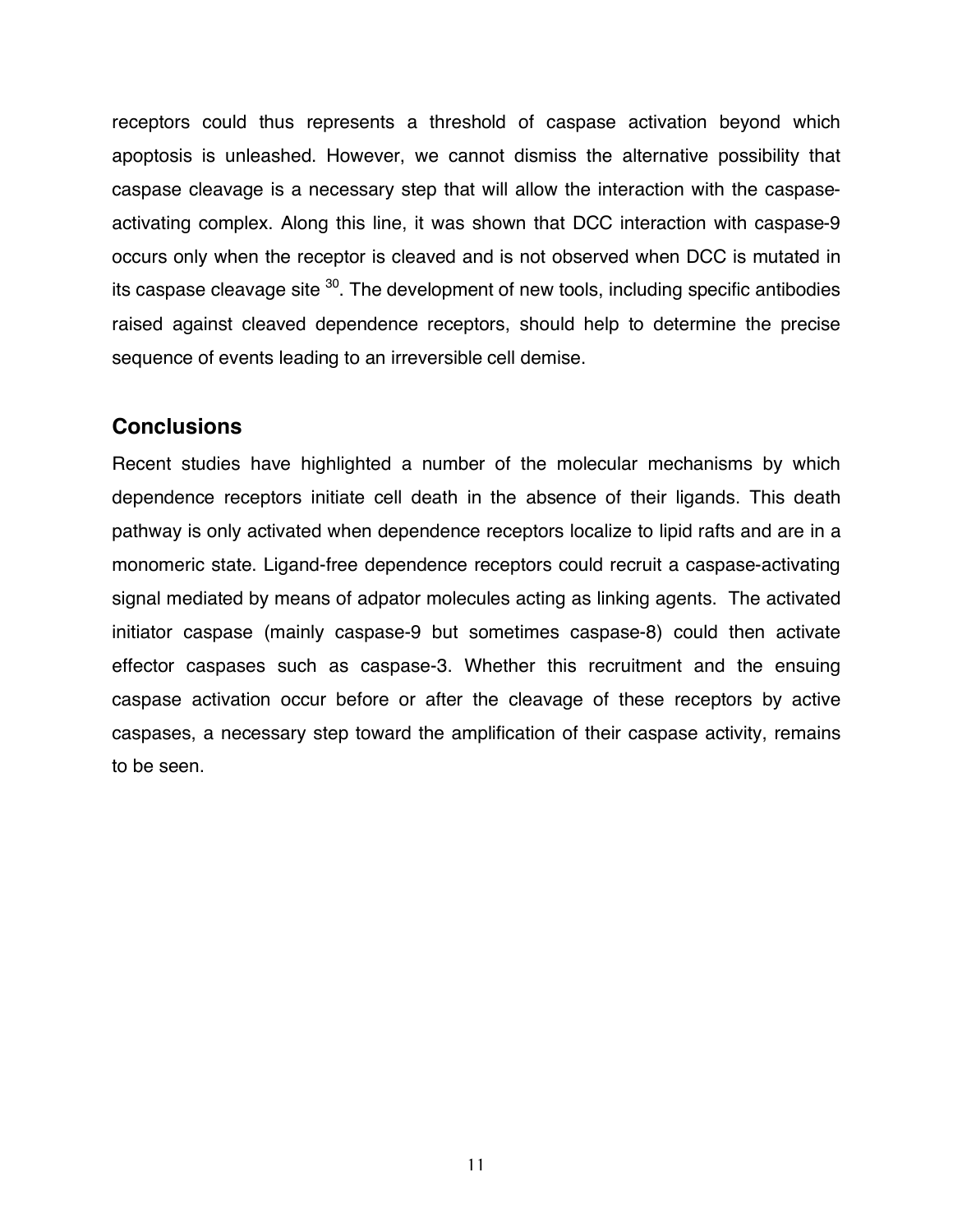receptors could thus represents a threshold of caspase activation beyond which apoptosis is unleashed. However, we cannot dismiss the alternative possibility that caspase cleavage is a necessary step that will allow the interaction with the caspase-activating complex. Along this line, it was shown that DCC interaction with caspase-9 occurs only when the receptor is cleaved and is not observed when DCC is mutated in its caspase cleavage site [30]. The development of new tools, including specific antibodies raised against cleaved dependence receptors, should help to determine the precise sequence of events leading to an irreversible cell demise.

## Conclusions

Recent studies have highlighted a number of the molecular mechanisms by which dependence receptors initiate cell death in the absence of their ligands. This death pathway is only activated when dependence receptors localize to lipid rafts and are in a monomeric state. Ligand-free dependence receptors could recruit a caspase-activating signal mediated by means of adpator molecules acting as linking agents. The activated initiator caspase (mainly caspase-9 but sometimes caspase-8) could then activate effector caspases such as caspase-3. Whether this recruitment and the ensuing caspase activation occur before or after the cleavage of these receptors by active caspases, a necessary step toward the amplification of their caspase activity, remains to be seen.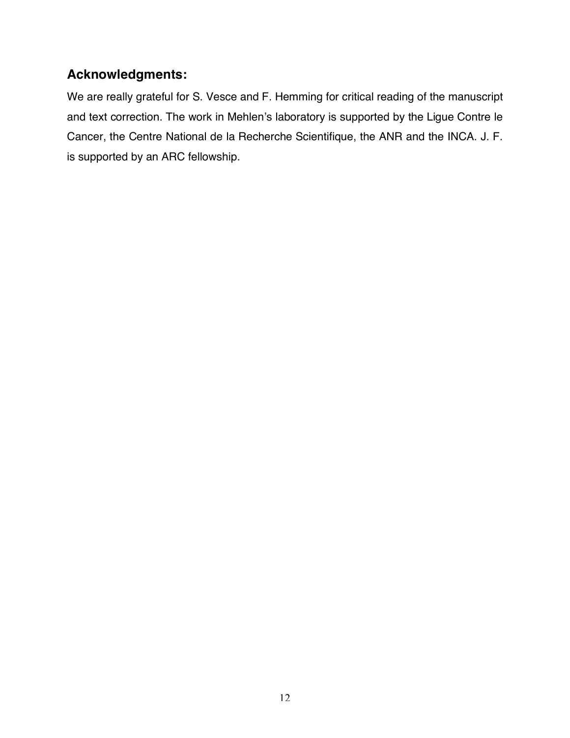## Acknowledgments:

We are really grateful for S. Vesce and F. Hemming for critical reading of the manuscript and text correction. The work in Mehlen's laboratory is supported by the Ligue Contre le Cancer, the Centre National de la Recherche Scientifique, the ANR and the INCA. J. F. is supported by an ARC fellowship.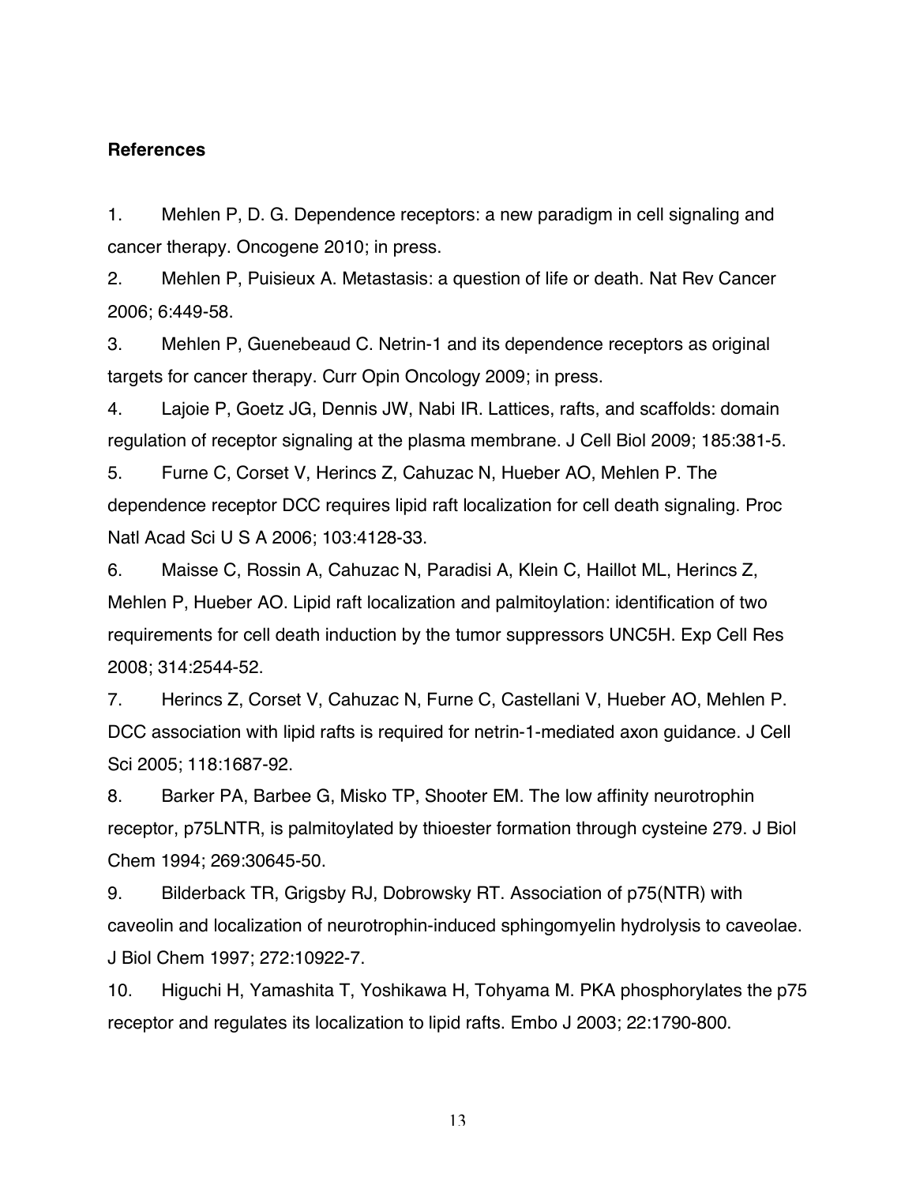**References**

1. Mehlen P, D. G. Dependence receptors: a new paradigm in cell signaling and cancer therapy. Oncogene 2010; in press.

2. Mehlen P, Puisieux A. Metastasis: a question of life or death. Nat Rev Cancer 2006; 6:449-58.

3. Mehlen P, Guenebeaud C. Netrin-1 and its dependence receptors as original targets for cancer therapy. Curr Opin Oncology 2009; in press.

4. Lajoie P, Goetz JG, Dennis JW, Nabi IR. Lattices, rafts, and scaffolds: domain regulation of receptor signaling at the plasma membrane. J Cell Biol 2009; 185:381-5.

5. Furne C, Corset V, Herincs Z, Cahuzac N, Hueber AO, Mehlen P. The dependence receptor DCC requires lipid raft localization for cell death signaling. Proc Natl Acad Sci U S A 2006; 103:4128-33.

6. Maisse C, Rossin A, Cahuzac N, Paradisi A, Klein C, Haillot ML, Herincs Z, Mehlen P, Hueber AO. Lipid raft localization and palmitoylation: identification of two requirements for cell death induction by the tumor suppressors UNC5H. Exp Cell Res 2008; 314:2544-52.

7. Herincs Z, Corset V, Cahuzac N, Furne C, Castellani V, Hueber AO, Mehlen P. DCC association with lipid rafts is required for netrin-1-mediated axon guidance. J Cell Sci 2005; 118:1687-92.

8. Barker PA, Barbee G, Misko TP, Shooter EM. The low affinity neurotrophin receptor, p75LNTR, is palmitoylated by thioester formation through cysteine 279. J Biol Chem 1994; 269:30645-50.

9. Bilderback TR, Grigsby RJ, Dobrowsky RT. Association of p75(NTR) with caveolin and localization of neurotrophin-induced sphingomyelin hydrolysis to caveolae. J Biol Chem 1997; 272:10922-7.

10. Higuchi H, Yamashita T, Yoshikawa H, Tohyama M. PKA phosphorylates the p75 receptor and regulates its localization to lipid rafts. Embo J 2003; 22:1790-800.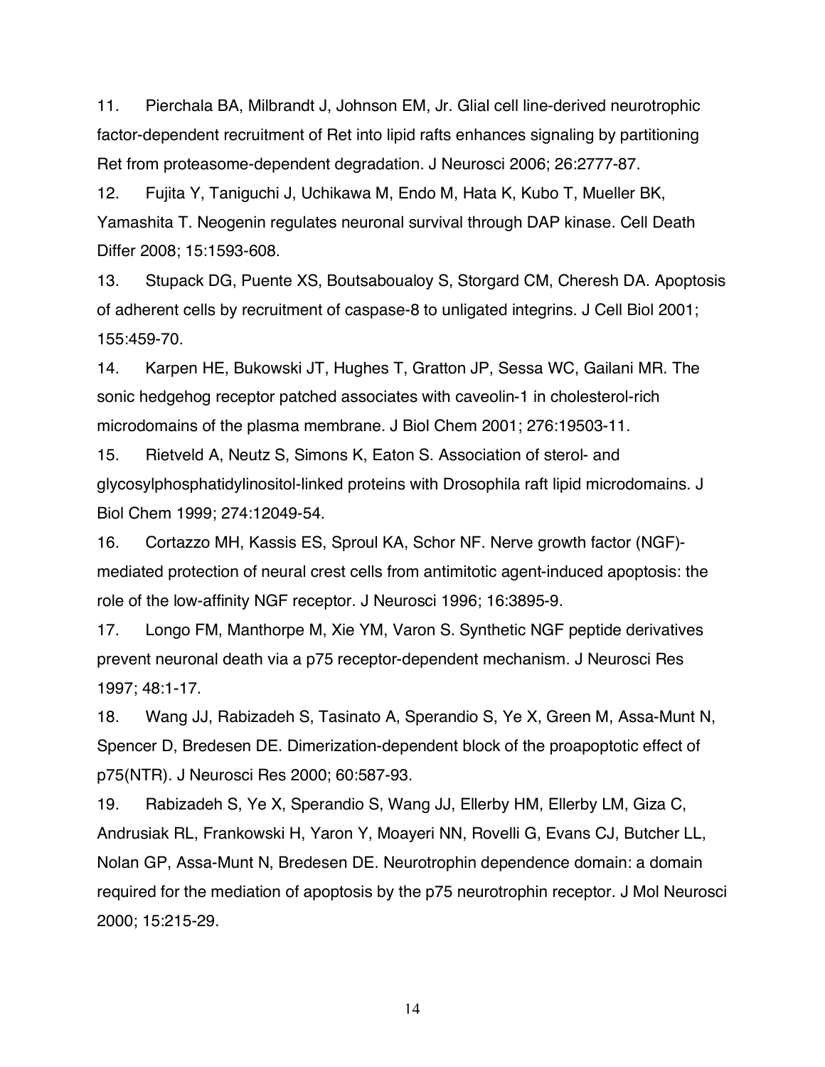11. Pierchala BA, Milbrandt J, Johnson EM, Jr. Glial cell line-derived neurotrophic factor-dependent recruitment of Ret into lipid rafts enhances signaling by partitioning Ret from proteasome-dependent degradation. J Neurosci 2006; 26:2777-87.

12. Fujita Y, Taniguchi J, Uchikawa M, Endo M, Hata K, Kubo T, Mueller BK, Yamashita T. Neogenin regulates neuronal survival through DAP kinase. Cell Death Differ 2008; 15:1593-608.

13. Stupack DG, Puente XS, Boutsaboualoy S, Storgard CM, Cheresh DA. Apoptosis of adherent cells by recruitment of caspase-8 to unligated integrins. J Cell Biol 2001; 155:459-70.

14. Karpen HE, Bukowski JT, Hughes T, Gratton JP, Sessa WC, Gailani MR. The sonic hedgehog receptor patched associates with caveolin-1 in cholesterol-rich microdomains of the plasma membrane. J Biol Chem 2001; 276:19503-11.

15. Rietveld A, Neutz S, Simons K, Eaton S. Association of sterol- and glycosylphosphatidylinositol-linked proteins with Drosophila raft lipid microdomains. J Biol Chem 1999; 274:12049-54.

16. Cortazzo MH, Kassis ES, Sproul KA, Schor NF. Nerve growth factor (NGF)-mediated protection of neural crest cells from antimitotic agent-induced apoptosis: the role of the low-affinity NGF receptor. J Neurosci 1996; 16:3895-9.

17. Longo FM, Manthorpe M, Xie YM, Varon S. Synthetic NGF peptide derivatives prevent neuronal death via a p75 receptor-dependent mechanism. J Neurosci Res 1997; 48:1-17.

18. Wang JJ, Rabizadeh S, Tasinato A, Sperandio S, Ye X, Green M, Assa-Munt N, Spencer D, Bredesen DE. Dimerization-dependent block of the proapoptotic effect of p75(NTR). J Neurosci Res 2000; 60:587-93.

19. Rabizadeh S, Ye X, Sperandio S, Wang JJ, Ellerby HM, Ellerby LM, Giza C, Andrusiak RL, Frankowski H, Yaron Y, Moayeri NN, Rovelli G, Evans CJ, Butcher LL, Nolan GP, Assa-Munt N, Bredesen DE. Neurotrophin dependence domain: a domain required for the mediation of apoptosis by the p75 neurotrophin receptor. J Mol Neurosci 2000; 15:215-29.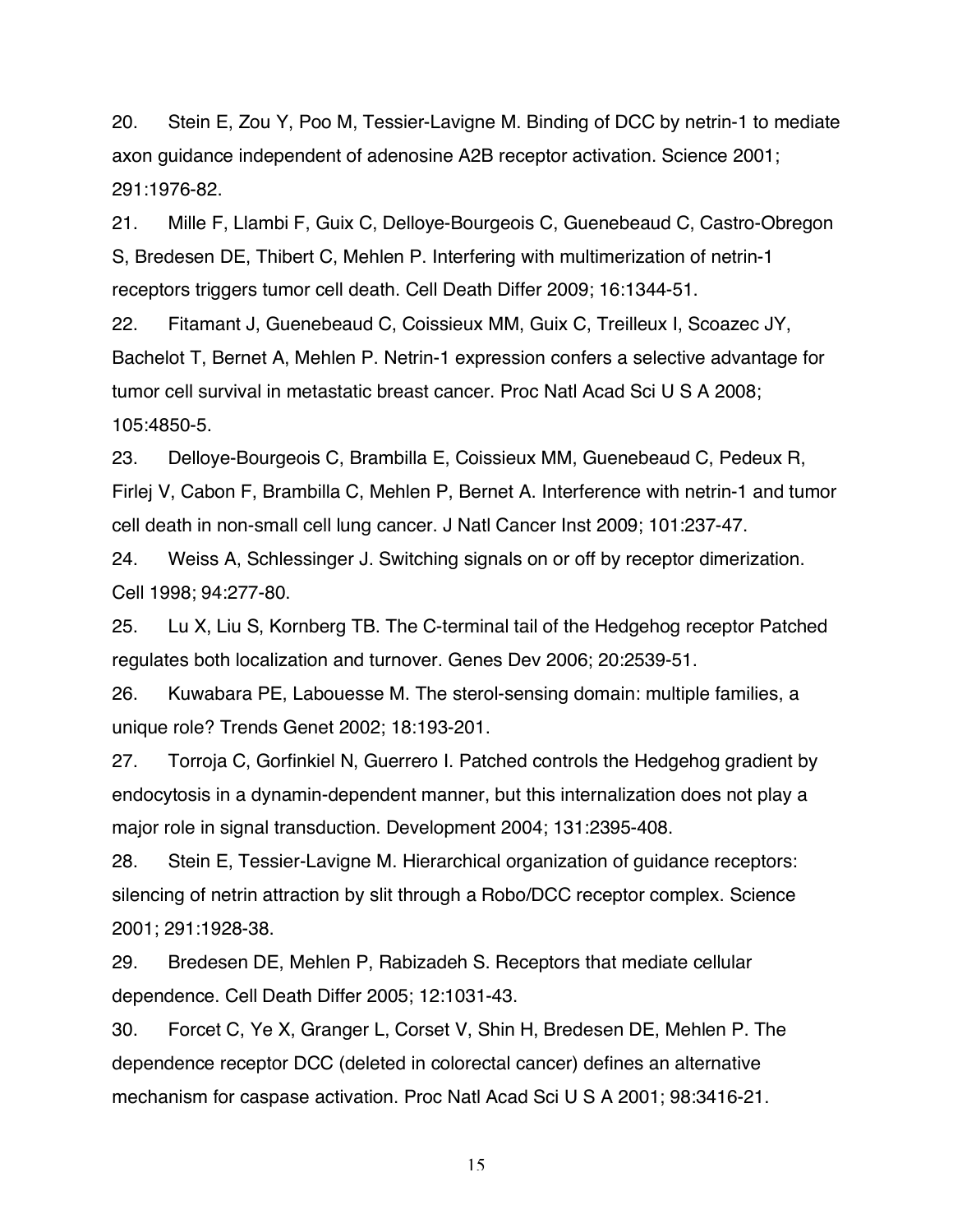20. Stein E, Zou Y, Poo M, Tessier-Lavigne M. Binding of DCC by netrin-1 to mediate axon guidance independent of adenosine A2B receptor activation. Science 2001; 291:1976-82.

21. Mille F, Llambi F, Guix C, Delloye-Bourgeois C, Guenebeaud C, Castro-Obregon S, Bredesen DE, Thibert C, Mehlen P. Interfering with multimerization of netrin-1 receptors triggers tumor cell death. Cell Death Differ 2009; 16:1344-51.

22. Fitamant J, Guenebeaud C, Coissieux MM, Guix C, Treilleux I, Scoazec JY, Bachelot T, Bernet A, Mehlen P. Netrin-1 expression confers a selective advantage for tumor cell survival in metastatic breast cancer. Proc Natl Acad Sci U S A 2008; 105:4850-5.

23. Delloye-Bourgeois C, Brambilla E, Coissieux MM, Guenebeaud C, Pedeux R, Firlej V, Cabon F, Brambilla C, Mehlen P, Bernet A. Interference with netrin-1 and tumor cell death in non-small cell lung cancer. J Natl Cancer Inst 2009; 101:237-47.

24. Weiss A, Schlessinger J. Switching signals on or off by receptor dimerization. Cell 1998; 94:277-80.

25. Lu X, Liu S, Kornberg TB. The C-terminal tail of the Hedgehog receptor Patched regulates both localization and turnover. Genes Dev 2006; 20:2539-51.

26. Kuwabara PE, Labouesse M. The sterol-sensing domain: multiple families, a unique role? Trends Genet 2002; 18:193-201.

27. Torroja C, Gorfinkiel N, Guerrero I. Patched controls the Hedgehog gradient by endocytosis in a dynamin-dependent manner, but this internalization does not play a major role in signal transduction. Development 2004; 131:2395-408.

28. Stein E, Tessier-Lavigne M. Hierarchical organization of guidance receptors: silencing of netrin attraction by slit through a Robo/DCC receptor complex. Science 2001; 291:1928-38.

29. Bredesen DE, Mehlen P, Rabizadeh S. Receptors that mediate cellular dependence. Cell Death Differ 2005; 12:1031-43.

30. Forcet C, Ye X, Granger L, Corset V, Shin H, Bredesen DE, Mehlen P. The dependence receptor DCC (deleted in colorectal cancer) defines an alternative mechanism for caspase activation. Proc Natl Acad Sci U S A 2001; 98:3416-21.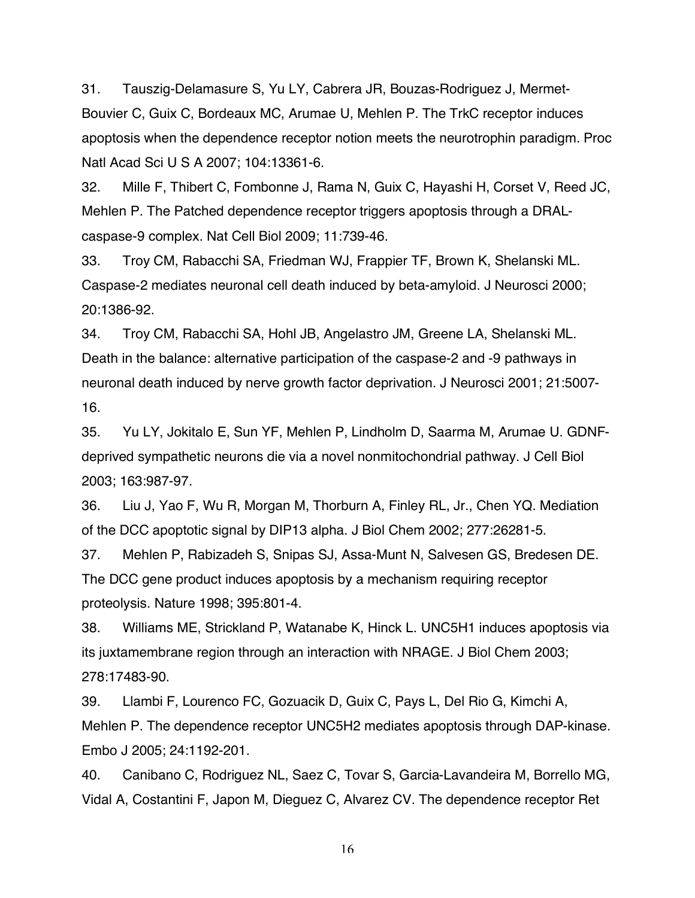31. Tauszig-Delamasure S, Yu LY, Cabrera JR, Bouzas-Rodriguez J, Mermet-Bouvier C, Guix C, Bordeaux MC, Arumae U, Mehlen P. The TrkC receptor induces apoptosis when the dependence receptor notion meets the neurotrophin paradigm. Proc Natl Acad Sci U S A 2007; 104:13361-6.

32. Mille F, Thibert C, Fombonne J, Rama N, Guix C, Hayashi H, Corset V, Reed JC, Mehlen P. The Patched dependence receptor triggers apoptosis through a DRAL-caspase-9 complex. Nat Cell Biol 2009; 11:739-46.

33. Troy CM, Rabacchi SA, Friedman WJ, Frappier TF, Brown K, Shelanski ML. Caspase-2 mediates neuronal cell death induced by beta-amyloid. J Neurosci 2000; 20:1386-92.

34. Troy CM, Rabacchi SA, Hohl JB, Angelastro JM, Greene LA, Shelanski ML. Death in the balance: alternative participation of the caspase-2 and -9 pathways in neuronal death induced by nerve growth factor deprivation. J Neurosci 2001; 21:5007-16.

35. Yu LY, Jokitalo E, Sun YF, Mehlen P, Lindholm D, Saarma M, Arumae U. GDNF-deprived sympathetic neurons die via a novel nonmitochondrial pathway. J Cell Biol 2003; 163:987-97.

36. Liu J, Yao F, Wu R, Morgan M, Thorburn A, Finley RL, Jr., Chen YQ. Mediation of the DCC apoptotic signal by DIP13 alpha. J Biol Chem 2002; 277:26281-5.

37. Mehlen P, Rabizadeh S, Snipas SJ, Assa-Munt N, Salvesen GS, Bredesen DE. The DCC gene product induces apoptosis by a mechanism requiring receptor proteolysis. Nature 1998; 395:801-4.

38. Williams ME, Strickland P, Watanabe K, Hinck L. UNC5H1 induces apoptosis via its juxtamembrane region through an interaction with NRAGE. J Biol Chem 2003; 278:17483-90.

39. Llambi F, Lourenco FC, Gozuacik D, Guix C, Pays L, Del Rio G, Kimchi A, Mehlen P. The dependence receptor UNC5H2 mediates apoptosis through DAP-kinase. Embo J 2005; 24:1192-201.

40. Canibano C, Rodriguez NL, Saez C, Tovar S, Garcia-Lavandeira M, Borrello MG, Vidal A, Costantini F, Japon M, Dieguez C, Alvarez CV. The dependence receptor Ret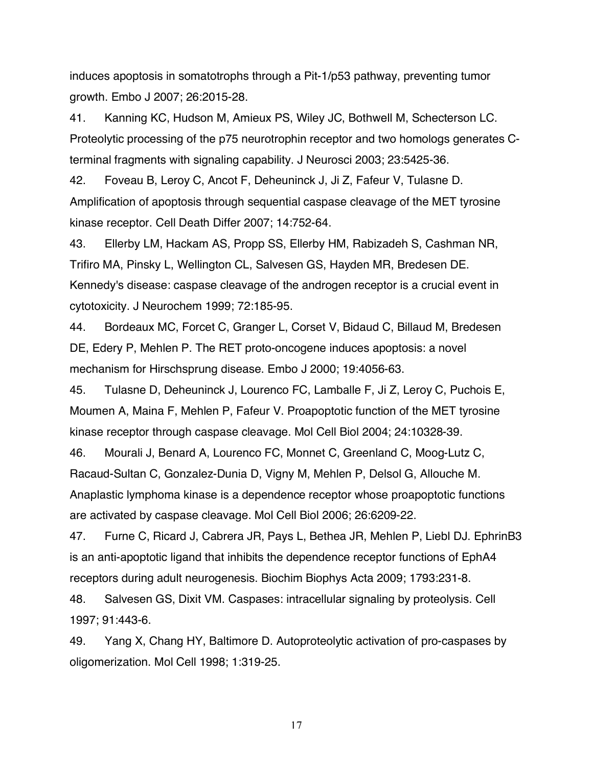induces apoptosis in somatotrophs through a Pit-1/p53 pathway, preventing tumor growth. Embo J 2007; 26:2015-28.

41. Kanning KC, Hudson M, Amieux PS, Wiley JC, Bothwell M, Schecterson LC. Proteolytic processing of the p75 neurotrophin receptor and two homologs generates C-terminal fragments with signaling capability. J Neurosci 2003; 23:5425-36.

42. Foveau B, Leroy C, Ancot F, Deheuninck J, Ji Z, Fafeur V, Tulasne D. Amplification of apoptosis through sequential caspase cleavage of the MET tyrosine kinase receptor. Cell Death Differ 2007; 14:752-64.

43. Ellerby LM, Hackam AS, Propp SS, Ellerby HM, Rabizadeh S, Cashman NR, Trifiro MA, Pinsky L, Wellington CL, Salvesen GS, Hayden MR, Bredesen DE. Kennedy's disease: caspase cleavage of the androgen receptor is a crucial event in cytotoxicity. J Neurochem 1999; 72:185-95.

44. Bordeaux MC, Forcet C, Granger L, Corset V, Bidaud C, Billaud M, Bredesen DE, Edery P, Mehlen P. The RET proto-oncogene induces apoptosis: a novel mechanism for Hirschsprung disease. Embo J 2000; 19:4056-63.

45. Tulasne D, Deheuninck J, Lourenco FC, Lamballe F, Ji Z, Leroy C, Puchois E, Moumen A, Maina F, Mehlen P, Fafeur V. Proapoptotic function of the MET tyrosine kinase receptor through caspase cleavage. Mol Cell Biol 2004; 24:10328-39.

46. Mourali J, Benard A, Lourenco FC, Monnet C, Greenland C, Moog-Lutz C, Racaud-Sultan C, Gonzalez-Dunia D, Vigny M, Mehlen P, Delsol G, Allouche M. Anaplastic lymphoma kinase is a dependence receptor whose proapoptotic functions are activated by caspase cleavage. Mol Cell Biol 2006; 26:6209-22.

47. Furne C, Ricard J, Cabrera JR, Pays L, Bethea JR, Mehlen P, Liebl DJ. EphrinB3 is an anti-apoptotic ligand that inhibits the dependence receptor functions of EphA4 receptors during adult neurogenesis. Biochim Biophys Acta 2009; 1793:231-8.

48. Salvesen GS, Dixit VM. Caspases: intracellular signaling by proteolysis. Cell 1997; 91:443-6.

49. Yang X, Chang HY, Baltimore D. Autoproteolytic activation of pro-caspases by oligomerization. Mol Cell 1998; 1:319-25.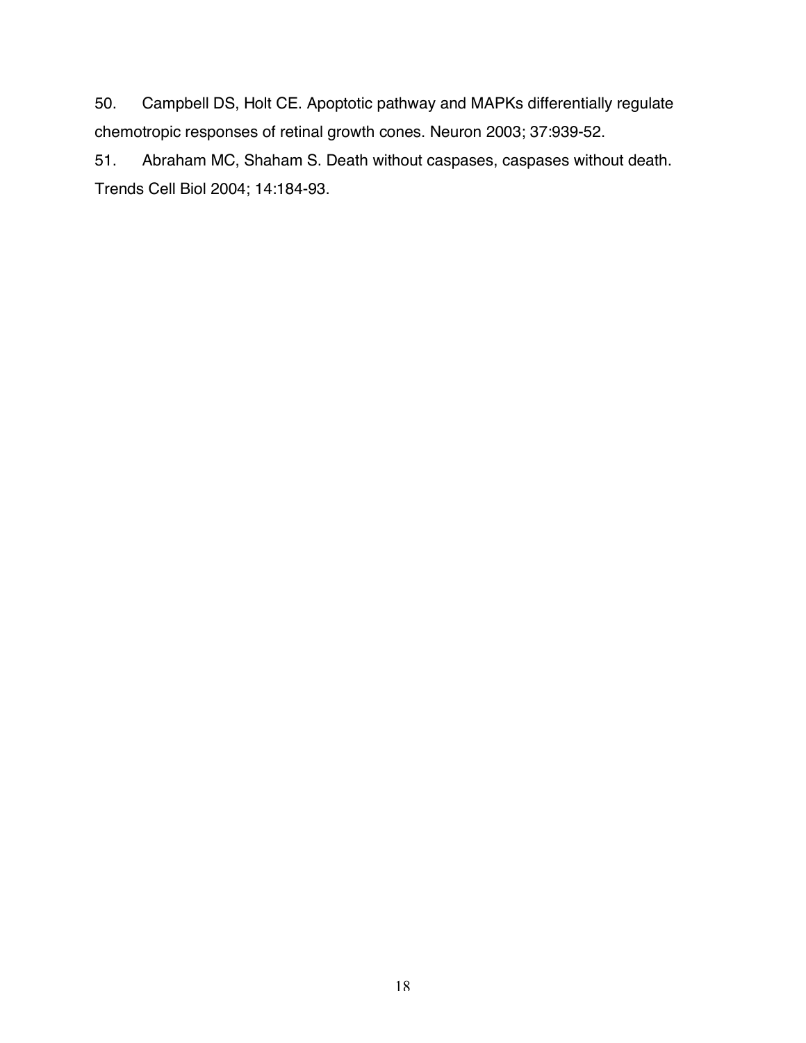50. Campbell DS, Holt CE. Apoptotic pathway and MAPKs differentially regulate chemotropic responses of retinal growth cones. Neuron 2003; 37:939-52.

51. Abraham MC, Shaham S. Death without caspases, caspases without death. Trends Cell Biol 2004; 14:184-93.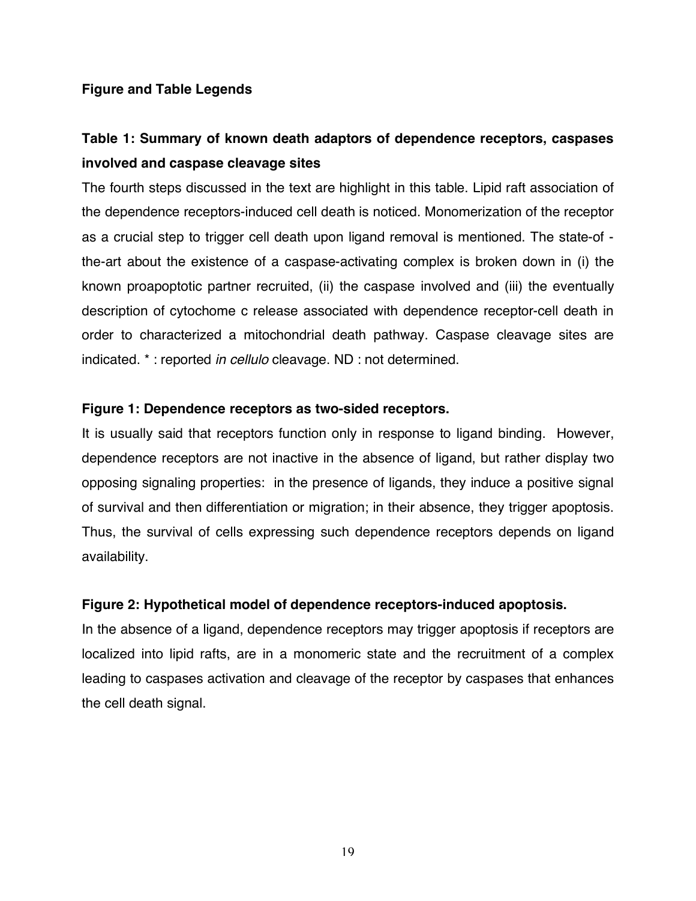**Figure and Table Legends**

**Table 1: Summary of known death adaptors of dependence receptors, caspases involved and caspase cleavage sites**

The fourth steps discussed in the text are highlight in this table. Lipid raft association of the dependence receptors-induced cell death is noticed. Monomerization of the receptor as a crucial step to trigger cell death upon ligand removal is mentioned. The state-of -the-art about the existence of a caspase-activating complex is broken down in (i) the known proapoptotic partner recruited, (ii) the caspase involved and (iii) the eventually description of cytochome c release associated with dependence receptor-cell death in order to characterized a mitochondrial death pathway. Caspase cleavage sites are indicated. * : reported *in cellulo* cleavage. ND : not determined.

**Figure 1: Dependence receptors as two-sided receptors.**

It is usually said that receptors function only in response to ligand binding. However, dependence receptors are not inactive in the absence of ligand, but rather display two opposing signaling properties: in the presence of ligands, they induce a positive signal of survival and then differentiation or migration; in their absence, they trigger apoptosis. Thus, the survival of cells expressing such dependence receptors depends on ligand availability.

**Figure 2: Hypothetical model of dependence receptors-induced apoptosis.**

In the absence of a ligand, dependence receptors may trigger apoptosis if receptors are localized into lipid rafts, are in a monomeric state and the recruitment of a complex leading to caspases activation and cleavage of the receptor by caspases that enhances the cell death signal.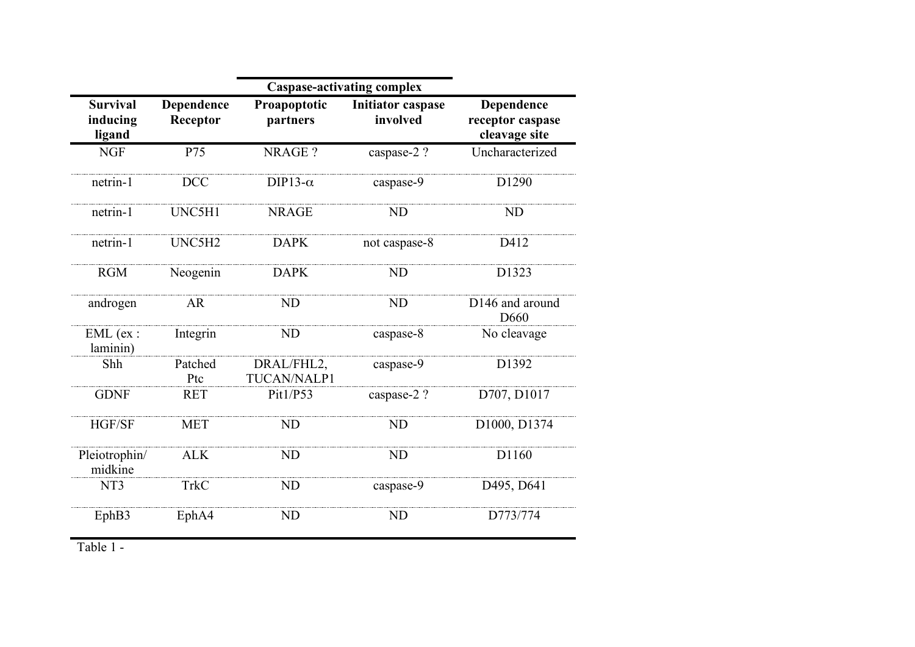| | | Caspase-activating complex | | |
|---|---|---|---|---|
| **Survival inducing ligand** | **Dependence Receptor** | **Proapoptotic partners** | **Initiator caspase involved** | **Dependence receptor caspase cleavage site** |
| NGF | P75 | NRAGE ? | caspase-2 ? | Uncharacterized |
| netrin-1 | DCC | DIP13-$\alpha$ | caspase-9 | D1290 |
| netrin-1 | UNC5H1 | NRAGE | ND | ND |
| netrin-1 | UNC5H2 | DAPK | not caspase-8 | D412 |
| RGM | Neogenin | DAPK | ND | D1323 |
| androgen | AR | ND | ND | D146 and around D660 |
| EML (ex : laminin) | Integrin | ND | caspase-8 | No cleavage |
| Shh | Patched Ptc | DRAL/FHL2, TUCAN/NALP1 | caspase-9 | D1392 |
| GDNF | RET | Pit1/P53 | caspase-2 ? | D707, D1017 |
| HGF/SF | MET | ND | ND | D1000, D1374 |
| Pleiotrophin/ midkine | ALK | ND | ND | D1160 |
| NT3 | TrkC | ND | caspase-9 | D495, D641 |
| EphB3 | EphA4 | ND | ND | D773/774 |

Table 1 -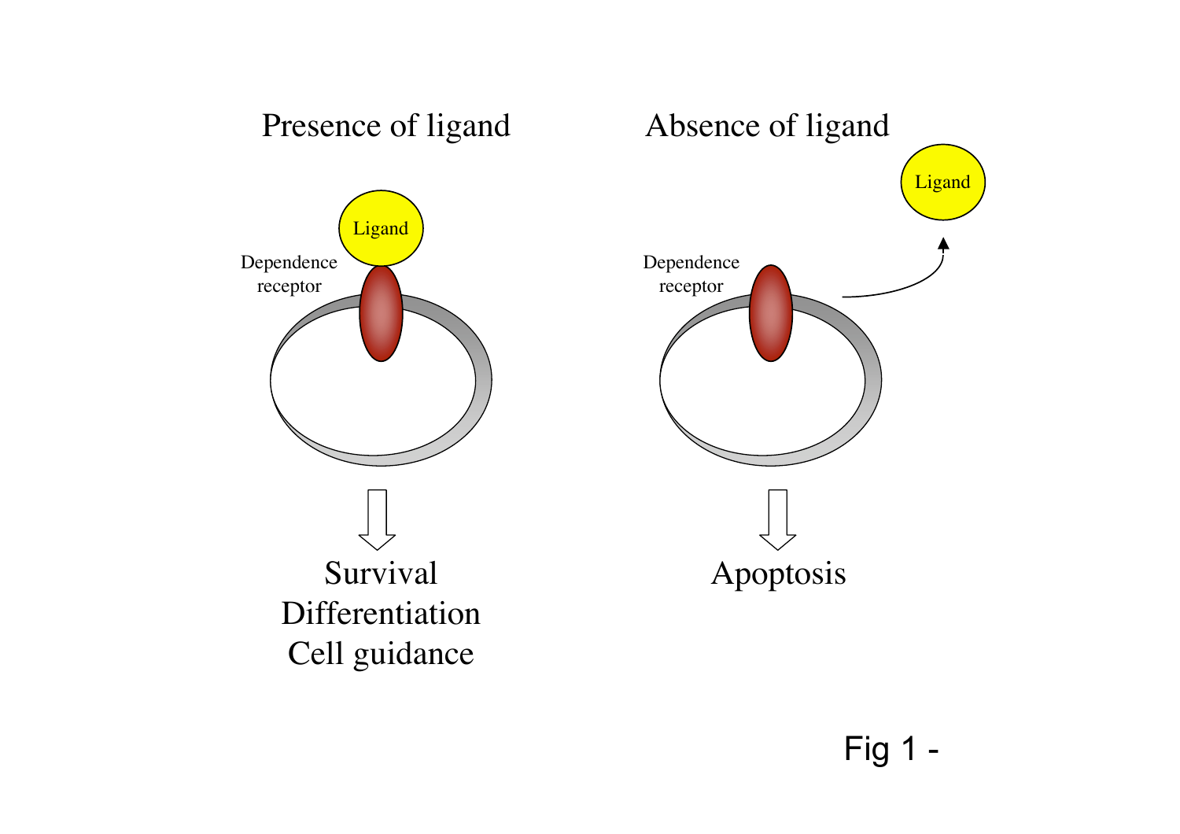Presence of ligand

Absence of ligand

Ligand

Dependence receptor

Ligand

Dependence receptor

Survival
Differentiation
Cell guidance

Apoptosis

Fig 1 -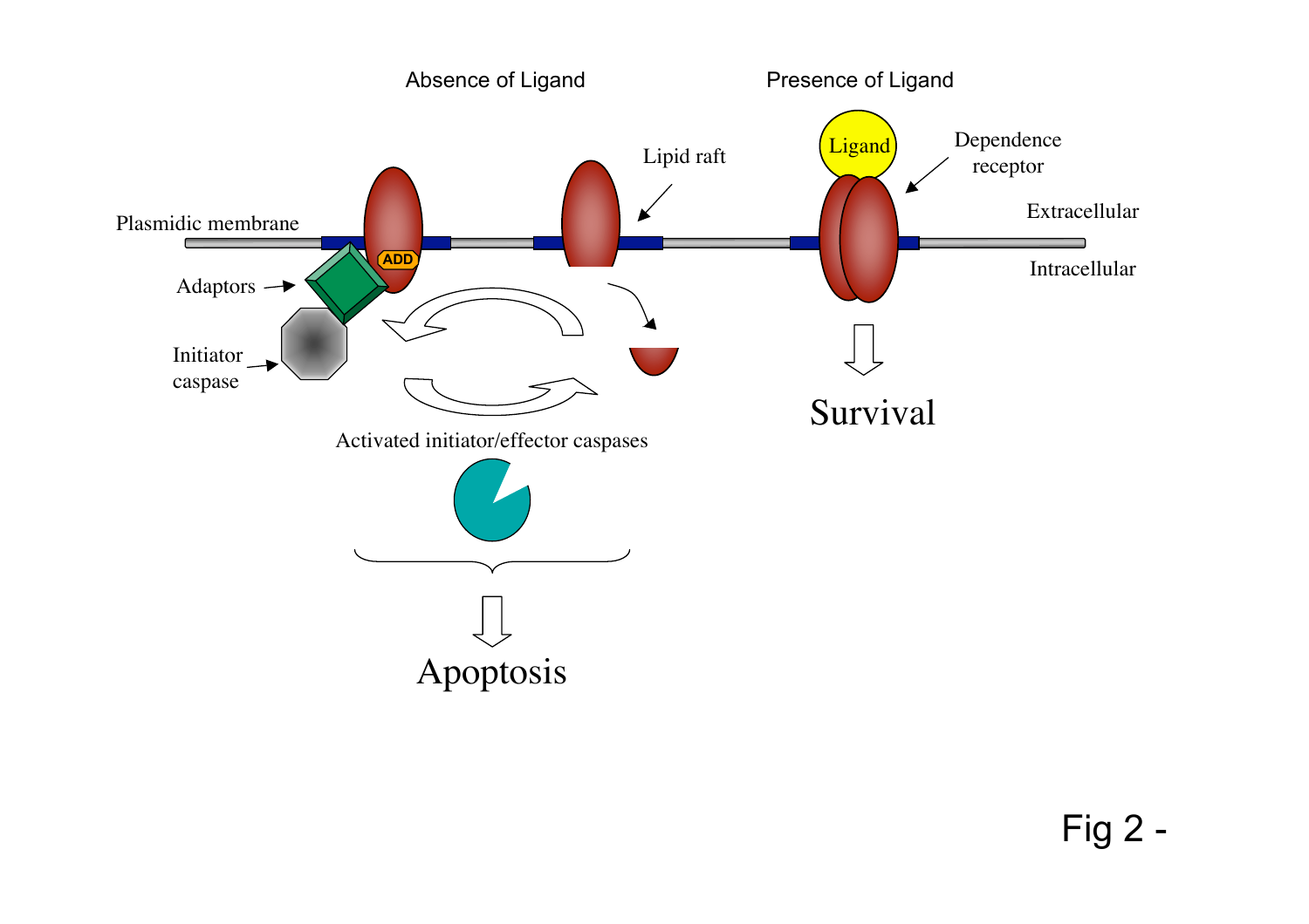Absence of Ligand

Presence of Ligand

Ligand

Dependence receptor

Lipid raft

Plasmidic membrane

Extracellular

Intracellular

ADD

Adaptors

Initiator caspase

Activated initiator/effector caspases

Apoptosis

Survival

Fig 2 -